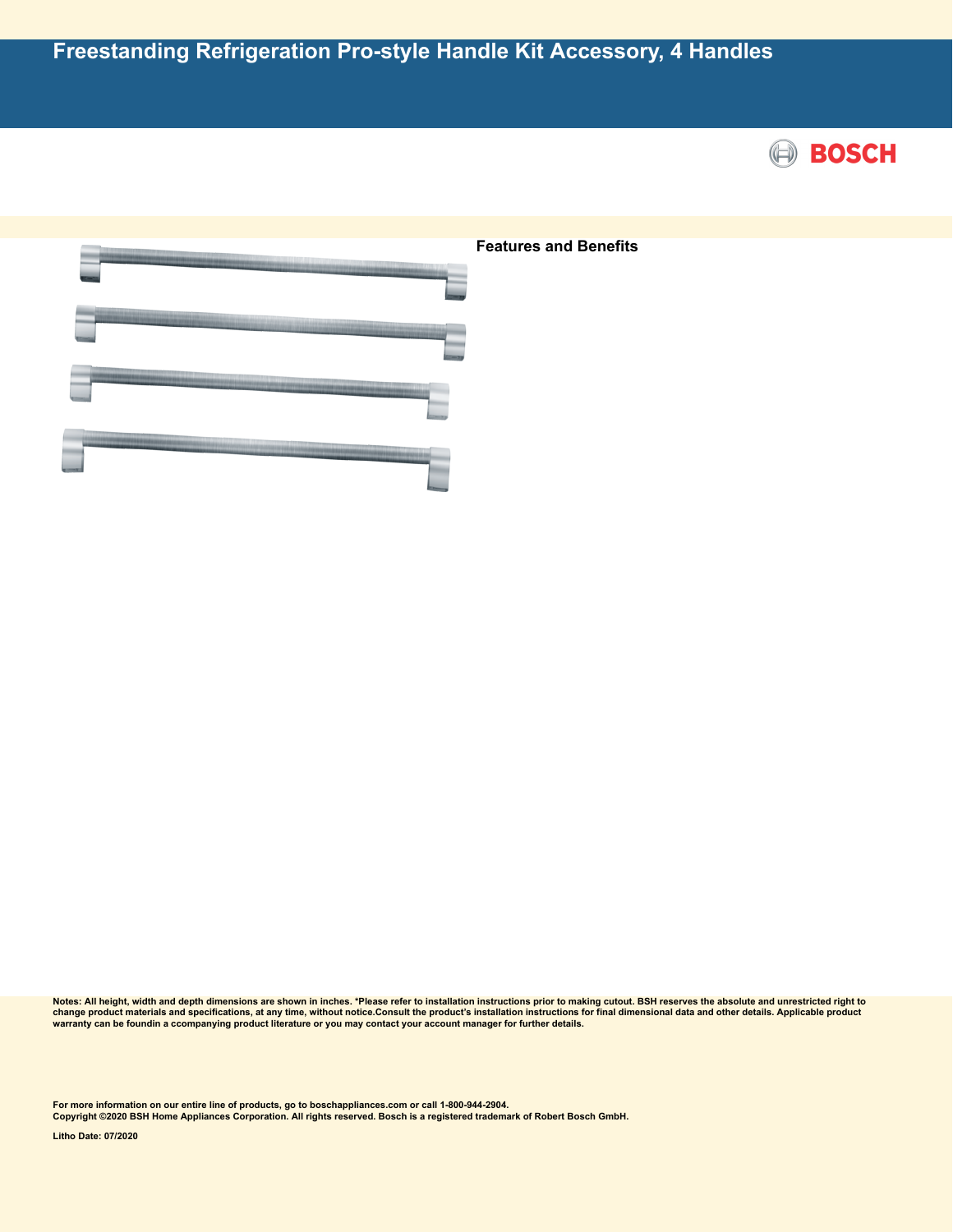# Freestanding Refrigeration Pro-style Handle Kit Accessory, 4 Handles

BOSCH

**Features and Benefits**

**Notes: All height, width and depth dimensions are shown in inches. *Please refer to installation instructions prior to making cutout. BSH reserves the absolute and unrestricted right to change product materials and specifications, at any time, without notice.Consult the product's installation instructions for final dimensional data and other details. Applicable product warranty can be foundin a ccompanying product literature or you may contact your account manager for further details.**

**For more information on our entire line of products, go to boschappliances.com or call 1-800-944-2904.**
**Copyright ©2020 BSH Home Appliances Corporation. All rights reserved. Bosch is a registered trademark of Robert Bosch GmbH.**

**Litho Date: 07/2020**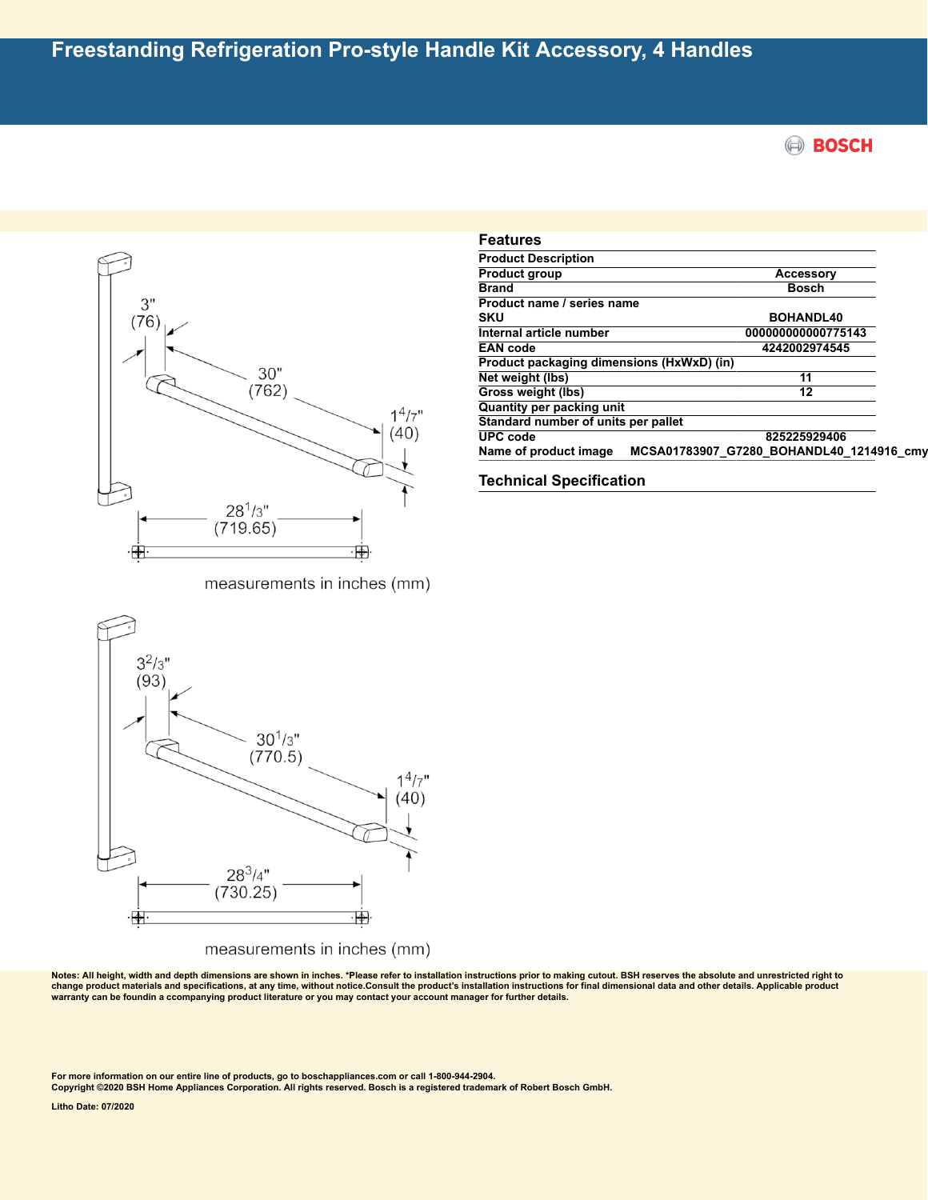# Freestanding Refrigeration Pro-style Handle Kit Accessory, 4 Handles

BOSCH

3"
(76)

30"
(762)

$1^{4}/_{7}$"
(40)

$28^{1}/_{3}$"
(719.65)

measurements in inches (mm)

$3^{2}/_{3}$"
(93)

$30^{1}/_{3}$"
(770.5)

$1^{4}/_{7}$"
(40)

$28^{3}/_{4}$"
(730.25)

measurements in inches (mm)

## Features

| | |
|---|---|
| **Product Description** | |
| **Product group** | Accessory |
| **Brand** | Bosch |
| **Product name / series name** | |
| **SKU** | BOHANDL40 |
| **Internal article number** | 0000000000000775143 |
| **EAN code** | 4242002974545 |
| **Product packaging dimensions (HxWxD) (in)** | |
| **Net weight (lbs)** | 11 |
| **Gross weight (lbs)** | 12 |
| **Quantity per packing unit** | |
| **Standard number of units per pallet** | |
| **UPC code** | 825225929406 |
| **Name of product image** | MCSA01783907_G7280_BOHANDL40_1214916_cmy |

## Technical Specification

**Notes: All height, width and depth dimensions are shown in inches. *Please refer to installation instructions prior to making cutout. BSH reserves the absolute and unrestricted right to change product materials and specifications, at any time, without notice.Consult the product's installation instructions for final dimensional data and other details. Applicable product warranty can be foundin a ccompanying product literature or you may contact your account manager for further details.**

**For more information on our entire line of products, go to boschappliances.com or call 1-800-944-2904.**
**Copyright ©2020 BSH Home Appliances Corporation. All rights reserved. Bosch is a registered trademark of Robert Bosch GmbH.**

**Litho Date: 07/2020**